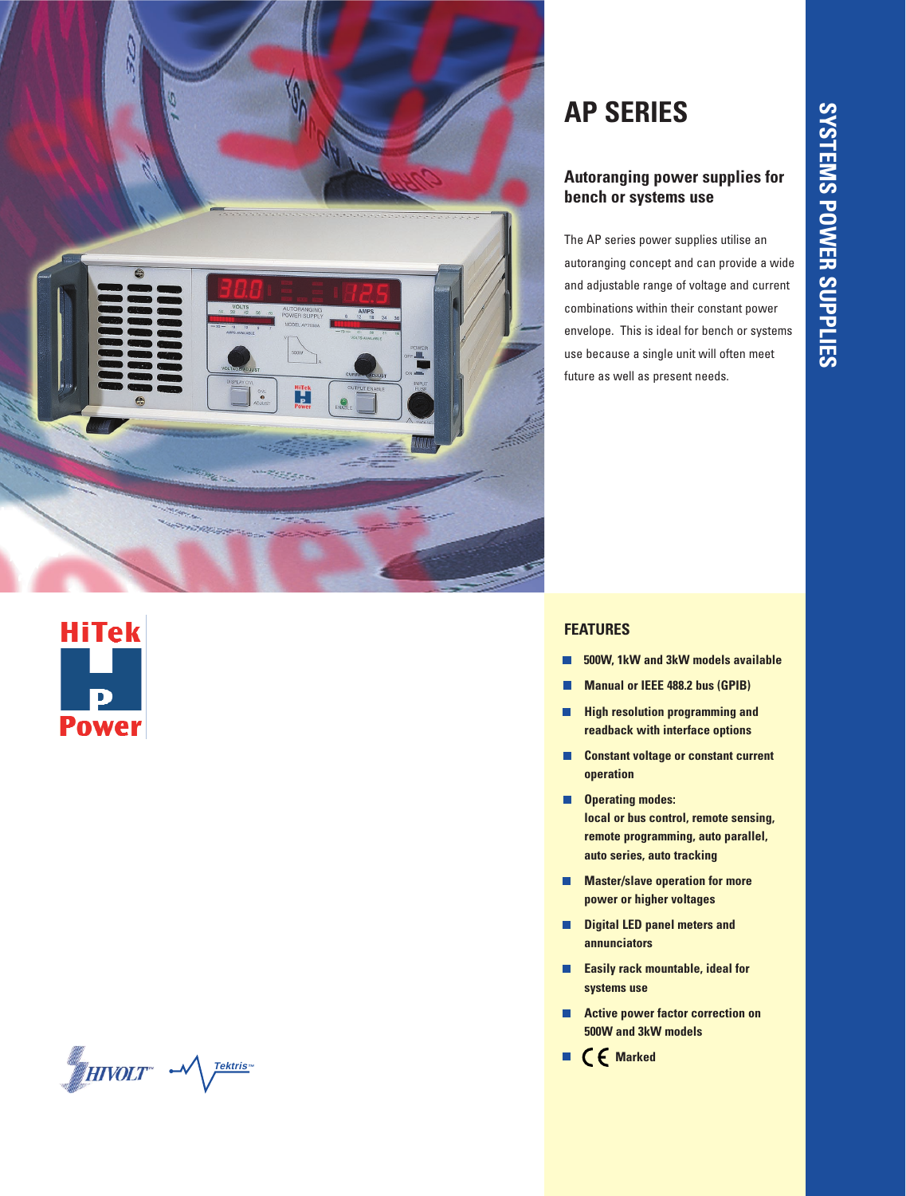# AP SERIES

## Autoranging power supplies for bench or systems use

The AP series power supplies utilise an autoranging concept and can provide a wide and adjustable range of voltage and current combinations within their constant power envelope. This is ideal for bench or systems use because a single unit will often meet future as well as present needs.

SYSTEMS POWER SUPPLIES

HiTek Power

HIVOLT™ Tektris™

## FEATURES

- **500W, 1kW and 3kW models available**
- **Manual or IEEE 488.2 bus (GPIB)**
- **High resolution programming and readback with interface options**
- **Constant voltage or constant current operation**
- **Operating modes: local or bus control, remote sensing, remote programming, auto parallel, auto series, auto tracking**
- **Master/slave operation for more power or higher voltages**
- **Digital LED panel meters and annunciators**
- **Easily rack mountable, ideal for systems use**
- **Active power factor correction on 500W and 3kW models**
- **CE Marked**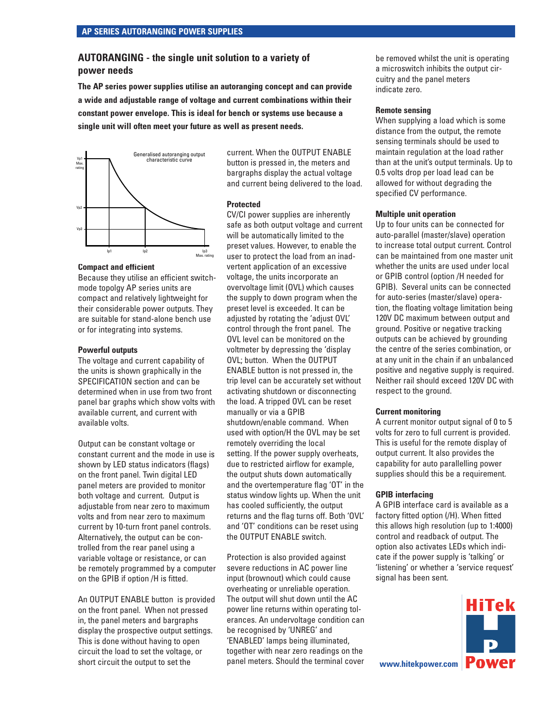## AUTORANGING - the single unit solution to a variety of power needs

**The AP series power supplies utilise an autoranging concept and can provide a wide and adjustable range of voltage and current combinations within their constant power envelope. This is ideal for bench or systems use because a single unit will often meet your future as well as present needs.**

Generalised autoranging output characteristic curve

Vp1 Max. rating

Vp2

Vp3

Ip1 Ip2 Ip3 Max. rating

### Compact and efficient

Because they utilise an efficient switch-mode topolgy AP series units are compact and relatively lightweight for their considerable power outputs. They are suitable for stand-alone bench use or for integrating into systems.

### Powerful outputs

The voltage and current capability of the units is shown graphically in the SPECIFICATION section and can be determined when in use from two front panel bar graphs which show volts with available current, and current with available volts.

Output can be constant voltage or constant current and the mode in use is shown by LED status indicators (flags) on the front panel. Twin digital LED panel meters are provided to monitor both voltage and current. Output is adjustable from near zero to maximum volts and from near zero to maximum current by 10-turn front panel controls. Alternatively, the output can be controlled from the rear panel using a variable voltage or resistance, or can be remotely programmed by a computer on the GPIB if option /H is fitted.

An OUTPUT ENABLE button is provided on the front panel. When not pressed in, the panel meters and bargraphs display the prospective output settings. This is done without having to open circuit the load to set the voltage, or short circuit the output to set the current. When the OUTPUT ENABLE button is pressed in, the meters and bargraphs display the actual voltage and current being delivered to the load.

### Protected

CV/CI power supplies are inherently safe as both output voltage and current will be automatically limited to the preset values. However, to enable the user to protect the load from an inadvertent application of an excessive voltage, the units incorporate an overvoltage limit (OVL) which causes the supply to down program when the preset level is exceeded. It can be adjusted by rotating the 'adjust OVL' control through the front panel. The OVL level can be monitored on the voltmeter by depressing the 'display OVL; button. When the OUTPUT ENABLE button is not pressed in, the trip level can be accurately set without activating shutdown or disconnecting the load. A tripped OVL can be reset manually or via a GPIB shutdown/enable command. When used with option/H the OVL may be set remotely overriding the local setting. If the power supply overheats, due to restricted airflow for example, the output shuts down automatically and the overtemperature flag 'OT' in the status window lights up. When the unit has cooled sufficiently, the output returns and the flag turns off. Both 'OVL' and 'OT' conditions can be reset using the OUTPUT ENABLE switch.

Protection is also provided against severe reductions in AC power line input (brownout) which could cause overheating or unreliable operation. The output will shut down until the AC power line returns within operating tolerances. An undervoltage condition can be recognised by 'UNREG' and 'ENABLED' lamps being illuminated, together with near zero readings on the panel meters. Should the terminal cover be removed whilst the unit is operating a microswitch inhibits the output circuitry and the panel meters indicate zero.

### Remote sensing

When supplying a load which is some distance from the output, the remote sensing terminals should be used to maintain regulation at the load rather than at the unit's output terminals. Up to 0.5 volts drop per load lead can be allowed for without degrading the specified CV performance.

### Multiple unit operation

Up to four units can be connected for auto-parallel (master/slave) operation to increase total output current. Control can be maintained from one master unit whether the units are used under local or GPIB control (option /H needed for GPIB). Several units can be connected for auto-series (master/slave) operation, the floating voltage limitation being 120V DC maximum between output and ground. Positive or negative tracking outputs can be achieved by grounding the centre of the series combination, or at any unit in the chain if an unbalanced positive and negative supply is required. Neither rail should exceed 120V DC with respect to the ground.

### Current monitoring

A current monitor output signal of 0 to 5 volts for zero to full current is provided. This is useful for the remote display of output current. It also provides the capability for auto parallelling power supplies should this be a requirement.

### GPIB interfacing

A GPIB interface card is available as a factory fitted option (/H). When fitted this allows high resolution (up to 1:4000) control and readback of output. The option also activates LEDs which indicate if the power supply is 'talking' or 'listening' or whether a 'service request' signal has been sent.

www.hitekpower.com

HiTek Power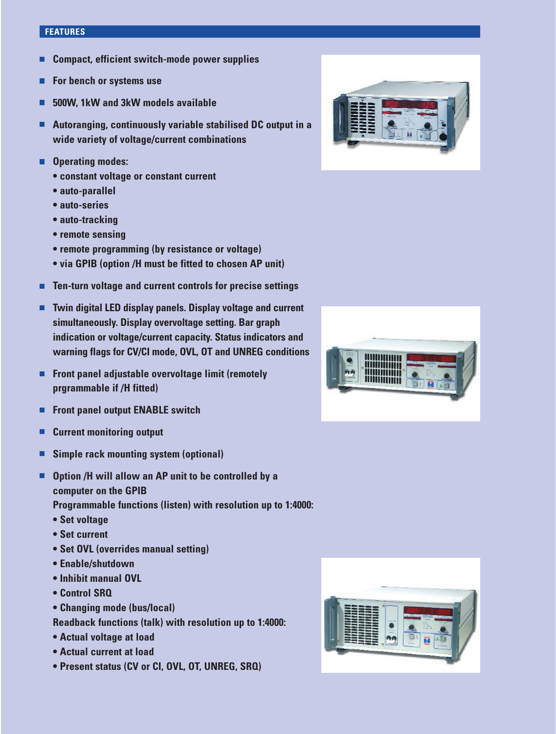## FEATURES

- **Compact, efficient switch-mode power supplies**
- **For bench or systems use**
- **500W, 1kW and 3kW models available**
- **Autoranging, continuously variable stabilised DC output in a wide variety of voltage/current combinations**
- **Operating modes:**
  - **constant voltage or constant current**
  - **auto-parallel**
  - **auto-series**
  - **auto-tracking**
  - **remote sensing**
  - **remote programming (by resistance or voltage)**
  - **via GPIB (option /H must be fitted to chosen AP unit)**
- **Ten-turn voltage and current controls for precise settings**
- **Twin digital LED display panels. Display voltage and current simultaneously. Display overvoltage setting. Bar graph indication or voltage/current capacity. Status indicators and warning flags for CV/CI mode, OVL, OT and UNREG conditions**
- **Front panel adjustable overvoltage limit (remotely prgrammable if /H fitted)**
- **Front panel output ENABLE switch**
- **Current monitoring output**
- **Simple rack mounting system (optional)**
- **Option /H will allow an AP unit to be controlled by a computer on the GPIB**
  **Programmable functions (listen) with resolution up to 1:4000:**
  - **Set voltage**
  - **Set current**
  - **Set OVL (overrides manual setting)**
  - **Enable/shutdown**
  - **Inhibit manual OVL**
  - **Control SRQ**
  - **Changing mode (bus/local)**

  **Readback functions (talk) with resolution up to 1:4000:**
  - **Actual voltage at load**
  - **Actual current at load**
  - **Present status (CV or CI, OVL, OT, UNREG, SRQ)**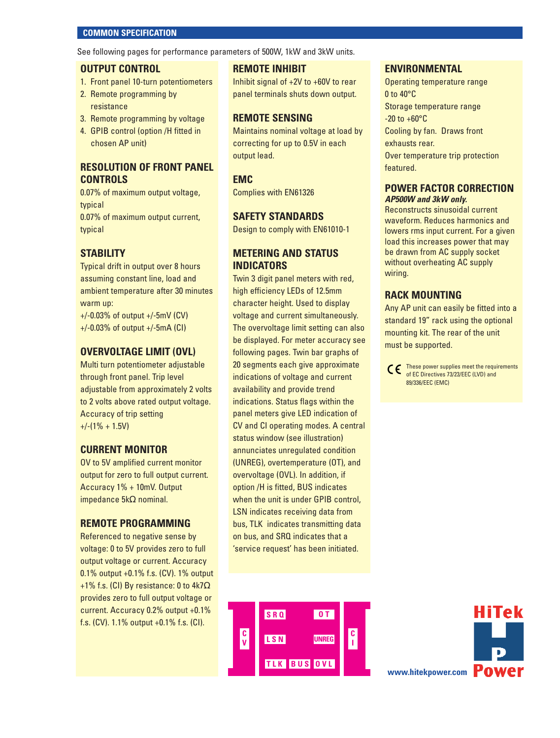## COMMON SPECIFICATION

See following pages for performance parameters of 500W, 1kW and 3kW units.

### OUTPUT CONTROL

1. Front panel 10-turn potentiometers
2. Remote programming by resistance
3. Remote programming by voltage
4. GPIB control (option /H fitted in chosen AP unit)

### RESOLUTION OF FRONT PANEL CONTROLS

0.07% of maximum output voltage, typical

0.07% of maximum output current, typical

### STABILITY

Typical drift in output over 8 hours assuming constant line, load and ambient temperature after 30 minutes warm up:

+/-0.03% of output +/-5mV (CV)

+/-0.03% of output +/-5mA (CI)

### OVERVOLTAGE LIMIT (OVL)

Multi turn potentiometer adjustable through front panel. Trip level adjustable from approximately 2 volts to 2 volts above rated output voltage. Accuracy of trip setting +/-(1% + 1.5V)

### CURRENT MONITOR

0V to 5V amplified current monitor output for zero to full output current. Accuracy 1% + 10mV. Output impedance 5kΩ nominal.

### REMOTE PROGRAMMING

Referenced to negative sense by voltage: 0 to 5V provides zero to full output voltage or current. Accuracy 0.1% output +0.1% f.s. (CV). 1% output +1% f.s. (CI) By resistance: 0 to 4k7Ω provides zero to full output voltage or current. Accuracy 0.2% output +0.1% f.s. (CV). 1.1% output +0.1% f.s. (CI).

### REMOTE INHIBIT

Inhibit signal of +2V to +60V to rear panel terminals shuts down output.

### REMOTE SENSING

Maintains nominal voltage at load by correcting for up to 0.5V in each output lead.

### EMC

Complies with EN61326

### SAFETY STANDARDS

Design to comply with EN61010-1

### METERING AND STATUS INDICATORS

Twin 3 digit panel meters with red, high efficiency LEDs of 12.5mm character height. Used to display voltage and current simultaneously. The overvoltage limit setting can also be displayed. For meter accuracy see following pages. Twin bar graphs of 20 segments each give approximate indications of voltage and current availability and provide trend indications. Status flags within the panel meters give LED indication of CV and CI operating modes. A central status window (see illustration) annunciates unregulated condition (UNREG), overtemperature (OT), and overvoltage (OVL). In addition, if option /H is fitted, BUS indicates when the unit is under GPIB control, LSN indicates receiving data from bus, TLK indicates transmitting data on bus, and SRQ indicates that a 'service request' has been initiated.

CV | SRQ | OT | LSN | UNREG | TLK | BUS | OVL | CI

### ENVIRONMENTAL

Operating temperature range 0 to 40°C

Storage temperature range -20 to +60°C

Cooling by fan. Draws front exhausts rear.

Over temperature trip protection featured.

### POWER FACTOR CORRECTION

***AP500W and 3kW only.***

Reconstructs sinusoidal current waveform. Reduces harmonics and lowers rms input current. For a given load this increases power that may be drawn from AC supply socket without overheating AC supply wiring.

### RACK MOUNTING

Any AP unit can easily be fitted into a standard 19" rack using the optional mounting kit. The rear of the unit must be supported.

CE These power supplies meet the requirements of EC Directives 73/23/EEC (LVD) and 89/336/EEC (EMC)

www.hitekpower.com HiTek Power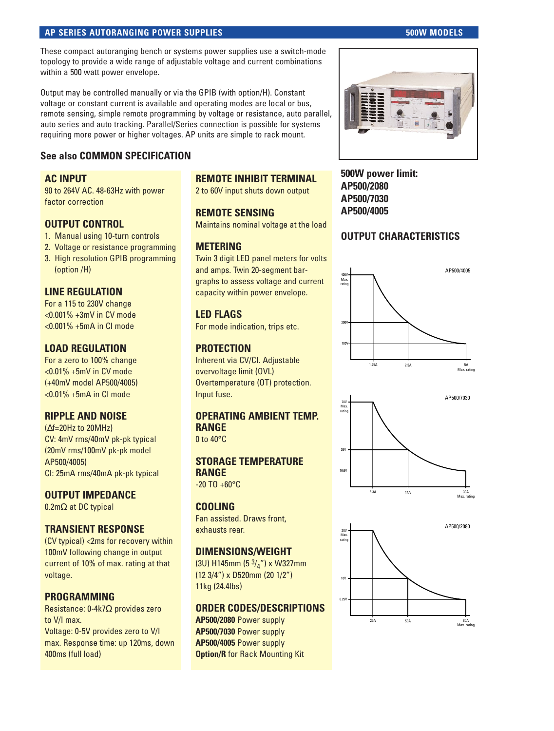## AP SERIES AUTORANGING POWER SUPPLIES — 500W MODELS

These compact autoranging bench or systems power supplies use a switch-mode topology to provide a wide range of adjustable voltage and current combinations within a 500 watt power envelope.

Output may be controlled manually or via the GPIB (with option/H). Constant voltage or constant current is available and operating modes are local or bus, remote sensing, simple remote programming by voltage or resistance, auto parallel, auto series and auto tracking. Parallel/Series connection is possible for systems requiring more power or higher voltages. AP units are simple to rack mount.

**See also COMMON SPECIFICATION**

### AC INPUT
90 to 264V AC. 48-63Hz with power factor correction

### OUTPUT CONTROL
1. Manual using 10-turn controls
2. Voltage or resistance programming
3. High resolution GPIB programming (option /H)

### LINE REGULATION
For a 115 to 230V change
<0.001% +3mV in CV mode
<0.001% +5mA in CI mode

### LOAD REGULATION
For a zero to 100% change
<0.01% +5mV in CV mode
(+40mV model AP500/4005)
<0.01% +5mA in CI mode

### RIPPLE AND NOISE
(Δf=20Hz to 20MHz)
CV: 4mV rms/40mV pk-pk typical
(20mV rms/100mV pk-pk model AP500/4005)
CI: 25mA rms/40mA pk-pk typical

### OUTPUT IMPEDANCE
0.2mΩ at DC typical

### TRANSIENT RESPONSE
(CV typical) <2ms for recovery within 100mV following change in output current of 10% of max. rating at that voltage.

### PROGRAMMING
Resistance: 0-4k7Ω provides zero to V/I max.
Voltage: 0-5V provides zero to V/I max. Response time: up 120ms, down 400ms (full load)

### REMOTE INHIBIT TERMINAL
2 to 60V input shuts down output

### REMOTE SENSING
Maintains nominal voltage at the load

### METERING
Twin 3 digit LED panel meters for volts and amps. Twin 20-segment bar-graphs to assess voltage and current capacity within power envelope.

### LED FLAGS
For mode indication, trips etc.

### PROTECTION
Inherent via CV/CI. Adjustable overvoltage limit (OVL)
Overtemperature (OT) protection.
Input fuse.

### OPERATING AMBIENT TEMP. RANGE
0 to 40°C

### STORAGE TEMPERATURE RANGE
-20 TO +60°C

### COOLING
Fan assisted. Draws front, exhausts rear.

### DIMENSIONS/WEIGHT
(3U) H145mm (5 3/4") x W327mm (12 3/4") x D520mm (20 1/2")
11kg (24.4lbs)

### ORDER CODES/DESCRIPTIONS
**AP500/2080** Power supply
**AP500/7030** Power supply
**AP500/4005** Power supply
**Option/R** for Rack Mounting Kit

**500W power limit:**
**AP500/2080**
**AP500/7030**
**AP500/4005**

### OUTPUT CHARACTERISTICS

AP500/4005: 400V Max. rating; 200V; 100V; 1.25A; 2.5A; 5A Max. rating

AP500/7030: 70V Max. rating; 36V; 16.6V; 8.3A; 14A; 30A Max. rating

AP500/2080: 20V Max. rating; 10V; 6.25V; 25A; 50A; 80A Max. rating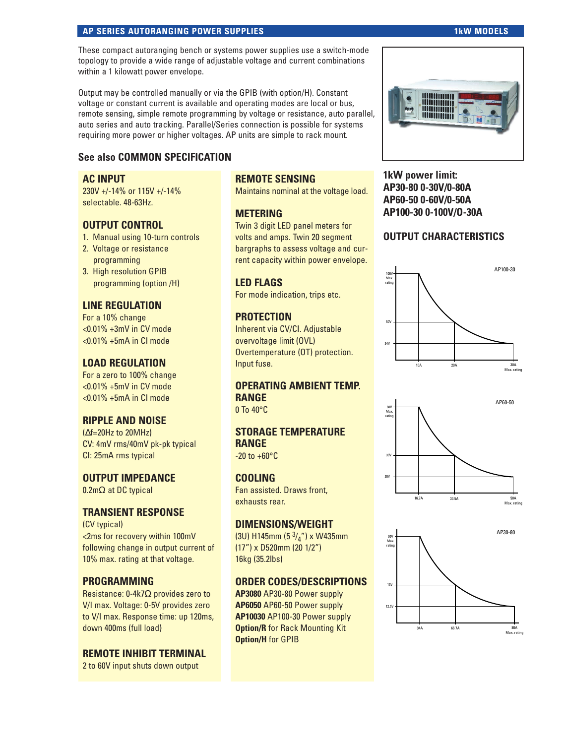## AP SERIES AUTORANGING POWER SUPPLIES — 1kW MODELS

These compact autoranging bench or systems power supplies use a switch-mode topology to provide a wide range of adjustable voltage and current combinations within a 1 kilowatt power envelope.

Output may be controlled manually or via the GPIB (with option/H). Constant voltage or constant current is available and operating modes are local or bus, remote sensing, simple remote programming by voltage or resistance, auto parallel, auto series and auto tracking. Parallel/Series connection is possible for systems requiring more power or higher voltages. AP units are simple to rack mount.

### See also COMMON SPECIFICATION

### AC INPUT
230V +/-14% or 115V +/-14% selectable. 48-63Hz.

### OUTPUT CONTROL
1. Manual using 10-turn controls
2. Voltage or resistance programming
3. High resolution GPIB programming (option /H)

### LINE REGULATION
For a 10% change
<0.01% +3mV in CV mode
<0.01% +5mA in CI mode

### LOAD REGULATION
For a zero to 100% change
<0.01% +5mV in CV mode
<0.01% +5mA in CI mode

### RIPPLE AND NOISE
($\Delta$f=20Hz to 20MHz)
CV: 4mV rms/40mV pk-pk typical
CI: 25mA rms typical

### OUTPUT IMPEDANCE
0.2mΩ at DC typical

### TRANSIENT RESPONSE
(CV typical)
<2ms for recovery within 100mV following change in output current of 10% max. rating at that voltage.

### PROGRAMMING
Resistance: 0-4k7Ω provides zero to V/I max. Voltage: 0-5V provides zero to V/I max. Response time: up 120ms, down 400ms (full load)

### REMOTE INHIBIT TERMINAL
2 to 60V input shuts down output

### REMOTE SENSING
Maintains nominal at the voltage load.

### METERING
Twin 3 digit LED panel meters for volts and amps. Twin 20 segment bargraphs to assess voltage and current capacity within power envelope.

### LED FLAGS
For mode indication, trips etc.

### PROTECTION
Inherent via CV/CI. Adjustable overvoltage limit (OVL)
Overtemperature (OT) protection.
Input fuse.

### OPERATING AMBIENT TEMP. RANGE
0 To 40°C

### STORAGE TEMPERATURE RANGE
-20 to +60°C

### COOLING
Fan assisted. Draws front, exhausts rear.

### DIMENSIONS/WEIGHT
(3U) H145mm (5 3/4") x W435mm (17") x D520mm (20 1/2")
16kg (35.2lbs)

### ORDER CODES/DESCRIPTIONS
**AP3080** AP30-80 Power supply
**AP6050** AP60-50 Power supply
**AP10030** AP100-30 Power supply
**Option/R** for Rack Mounting Kit
**Option/H** for GPIB

### 1kW power limit:
**AP30-80 0-30V/0-80A**
**AP60-50 0-60V/0-50A**
**AP100-30 0-100V/0-30A**

### OUTPUT CHARACTERISTICS

AP100-30: 100V Max. rating, 50V, 34V; 10A, 20A, 30A Max. rating

AP60-50: 60V Max. rating, 30V, 20V; 16.7A, 33.5A, 50A Max. rating

AP30-80: 30V Max. rating, 15V, 12.5V; 34A, 66.7A, 80A Max. rating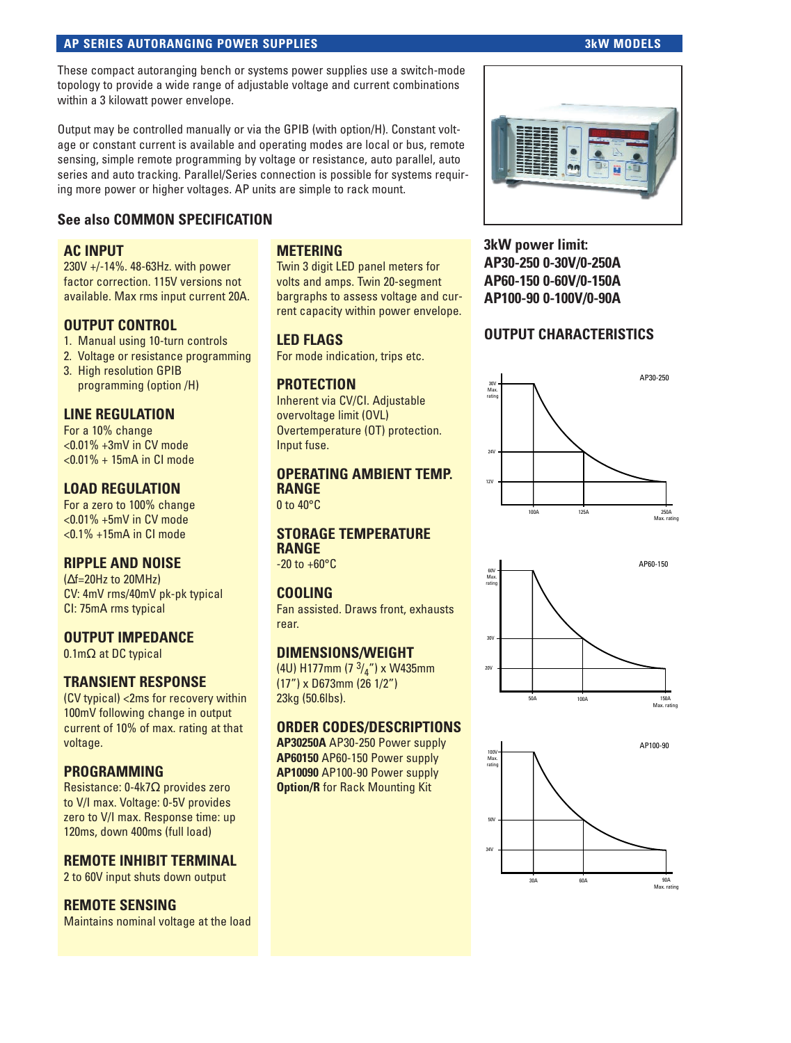## AP SERIES AUTORANGING POWER SUPPLIES — 3kW MODELS

These compact autoranging bench or systems power supplies use a switch-mode topology to provide a wide range of adjustable voltage and current combinations within a 3 kilowatt power envelope.

Output may be controlled manually or via the GPIB (with option/H). Constant voltage or constant current is available and operating modes are local or bus, remote sensing, simple remote programming by voltage or resistance, auto parallel, auto series and auto tracking. Parallel/Series connection is possible for systems requiring more power or higher voltages. AP units are simple to rack mount.

### See also COMMON SPECIFICATION

### AC INPUT
230V +/-14%. 48-63Hz. with power factor correction. 115V versions not available. Max rms input current 20A.

### OUTPUT CONTROL
1. Manual using 10-turn controls
2. Voltage or resistance programming
3. High resolution GPIB programming (option /H)

### LINE REGULATION
For a 10% change
<0.01% +3mV in CV mode
<0.01% + 15mA in CI mode

### LOAD REGULATION
For a zero to 100% change
<0.01% +5mV in CV mode
<0.1% +15mA in CI mode

### RIPPLE AND NOISE
($\Delta f$=20Hz to 20MHz)
CV: 4mV rms/40mV pk-pk typical
CI: 75mA rms typical

### OUTPUT IMPEDANCE
0.1mΩ at DC typical

### TRANSIENT RESPONSE
(CV typical) <2ms for recovery within 100mV following change in output current of 10% of max. rating at that voltage.

### PROGRAMMING
Resistance: 0-4k7Ω provides zero to V/I max. Voltage: 0-5V provides zero to V/I max. Response time: up 120ms, down 400ms (full load)

### REMOTE INHIBIT TERMINAL
2 to 60V input shuts down output

### REMOTE SENSING
Maintains nominal voltage at the load

### METERING
Twin 3 digit LED panel meters for volts and amps. Twin 20-segment bargraphs to assess voltage and current capacity within power envelope.

### LED FLAGS
For mode indication, trips etc.

### PROTECTION
Inherent via CV/CI. Adjustable overvoltage limit (OVL) Overtemperature (OT) protection. Input fuse.

### OPERATING AMBIENT TEMP. RANGE
0 to 40°C

### STORAGE TEMPERATURE RANGE
-20 to +60°C

### COOLING
Fan assisted. Draws front, exhausts rear.

### DIMENSIONS/WEIGHT
(4U) H177mm (7 3/4") x W435mm (17") x D673mm (26 1/2")
23kg (50.6lbs).

### ORDER CODES/DESCRIPTIONS
**AP30250A** AP30-250 Power supply
**AP60150** AP60-150 Power supply
**AP10090** AP100-90 Power supply
**Option/R** for Rack Mounting Kit

**3kW power limit:**
**AP30-250 0-30V/0-250A**
**AP60-150 0-60V/0-150A**
**AP100-90 0-100V/0-90A**

### OUTPUT CHARACTERISTICS

AP30-250: 30V Max. rating; 24V; 12V; 100A; 125A; 250A Max. rating

AP60-150: 60V Max. rating; 30V; 20V; 50A; 100A; 150A Max. rating

AP100-90: 100V Max. rating; 50V; 34V; 30A; 60A; 90A Max. rating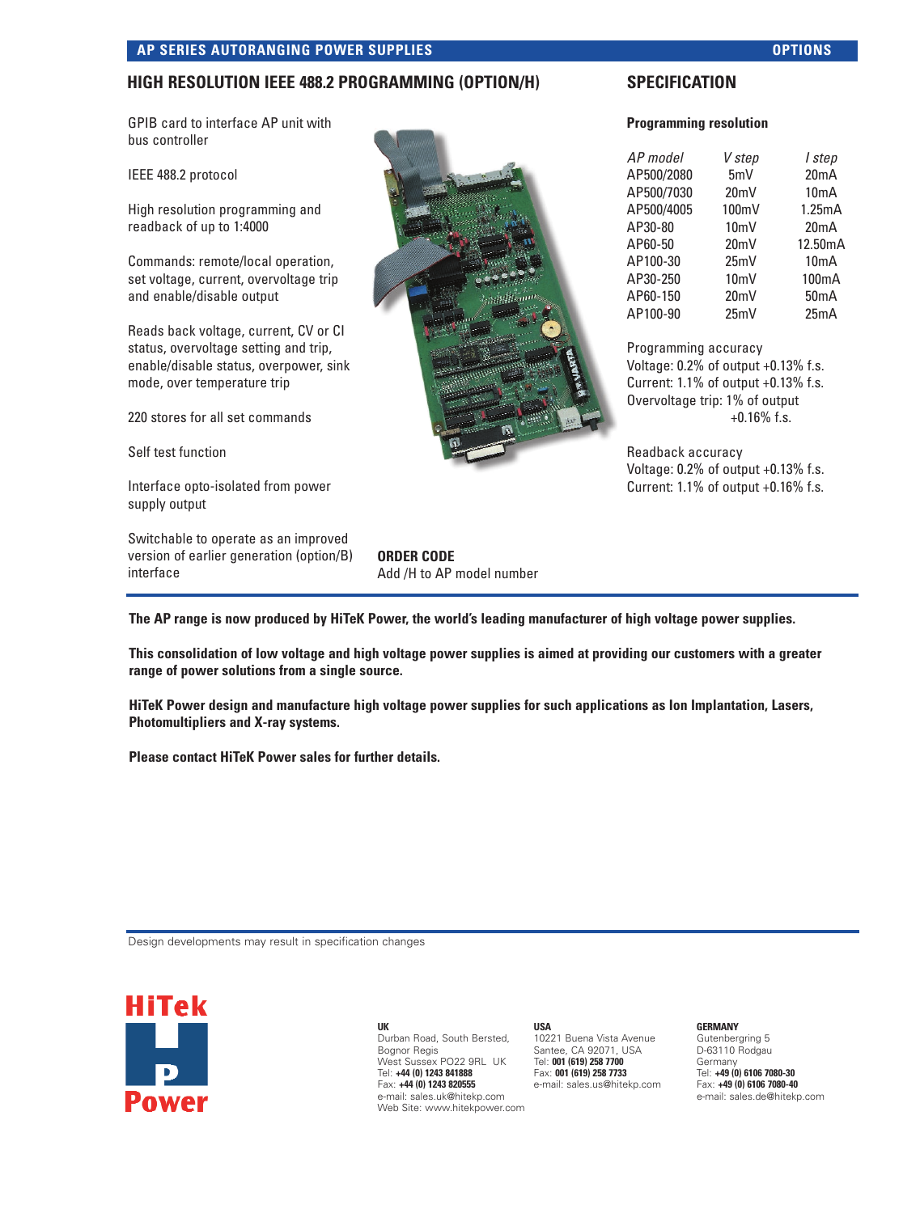## HIGH RESOLUTION IEEE 488.2 PROGRAMMING (OPTION/H)

GPIB card to interface AP unit with bus controller

IEEE 488.2 protocol

High resolution programming and readback of up to 1:4000

Commands: remote/local operation, set voltage, current, overvoltage trip and enable/disable output

Reads back voltage, current, CV or CI status, overvoltage setting and trip, enable/disable status, overpower, sink mode, over temperature trip

220 stores for all set commands

Self test function

Interface opto-isolated from power supply output

Switchable to operate as an improved version of earlier generation (option/B) interface

**ORDER CODE**
Add /H to AP model number

## SPECIFICATION

**Programming resolution**

| *AP model* | *V step* | *I step* |
|---|---|---|
| AP500/2080 | 5mV | 20mA |
| AP500/7030 | 20mV | 10mA |
| AP500/4005 | 100mV | 1.25mA |
| AP30-80 | 10mV | 20mA |
| AP60-50 | 20mV | 12.50mA |
| AP100-30 | 25mV | 10mA |
| AP30-250 | 10mV | 100mA |
| AP60-150 | 20mV | 50mA |
| AP100-90 | 25mV | 25mA |

Programming accuracy
Voltage: 0.2% of output +0.13% f.s.
Current: 1.1% of output +0.13% f.s.
Overvoltage trip: 1% of output +0.16% f.s.

Readback accuracy
Voltage: 0.2% of output +0.13% f.s.
Current: 1.1% of output +0.16% f.s.

**The AP range is now produced by HiTeK Power, the world's leading manufacturer of high voltage power supplies.**

**This consolidation of low voltage and high voltage power supplies is aimed at providing our customers with a greater range of power solutions from a single source.**

**HiTeK Power design and manufacture high voltage power supplies for such applications as Ion Implantation, Lasers, Photomultipliers and X-ray systems.**

**Please contact HiTeK Power sales for further details.**

Design developments may result in specification changes

HiTek Power

**UK**
Durban Road, South Bersted, Bognor Regis
West Sussex PO22 9RL UK
Tel: **+44 (0) 1243 841888**
Fax: **+44 (0) 1243 820555**
e-mail: sales.uk@hitekp.com
Web Site: www.hitekpower.com

**USA**
10221 Buena Vista Avenue
Santee, CA 92071, USA
Tel: **001 (619) 258 7700**
Fax: **001 (619) 258 7733**
e-mail: sales.us@hitekp.com

**GERMANY**
Gutenbergring 5
D-63110 Rodgau
Germany
Tel: **+49 (0) 6106 7080-30**
Fax: **+49 (0) 6106 7080-40**
e-mail: sales.de@hitekp.com